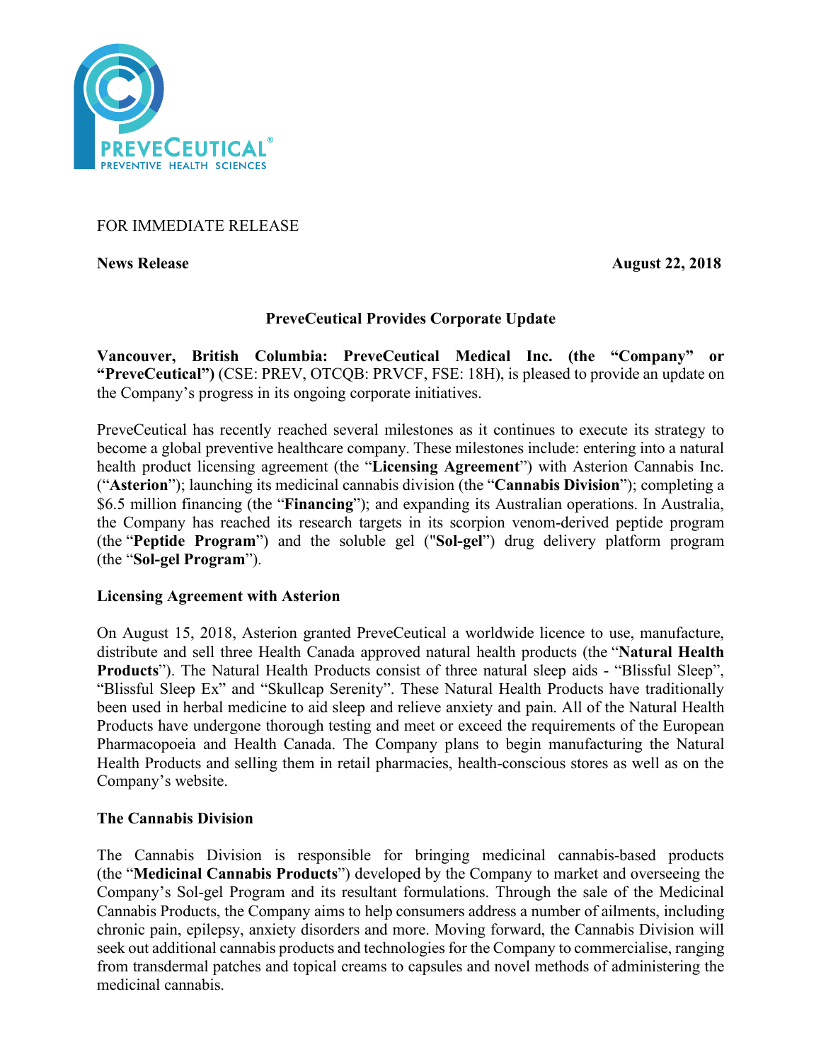FOR IMMEDIATE RELEASE

**News Release** **August 22, 2018**

## PreveCeutical Provides Corporate Update

**Vancouver, British Columbia: PreveCeutical Medical Inc. (the "Company" or "PreveCeutical")** (CSE: PREV, OTCQB: PRVCF, FSE: 18H), is pleased to provide an update on the Company's progress in its ongoing corporate initiatives.

PreveCeutical has recently reached several milestones as it continues to execute its strategy to become a global preventive healthcare company. These milestones include: entering into a natural health product licensing agreement (the "**Licensing Agreement**") with Asterion Cannabis Inc. ("**Asterion**"); launching its medicinal cannabis division (the "**Cannabis Division**"); completing a $6.5 million financing (the "**Financing**"); and expanding its Australian operations. In Australia, the Company has reached its research targets in its scorpion venom-derived peptide program (the "**Peptide Program**") and the soluble gel ("**Sol-gel**") drug delivery platform program (the "**Sol-gel Program**").

### Licensing Agreement with Asterion

On August 15, 2018, Asterion granted PreveCeutical a worldwide licence to use, manufacture, distribute and sell three Health Canada approved natural health products (the "**Natural Health Products**"). The Natural Health Products consist of three natural sleep aids - "Blissful Sleep", "Blissful Sleep Ex" and "Skullcap Serenity". These Natural Health Products have traditionally been used in herbal medicine to aid sleep and relieve anxiety and pain. All of the Natural Health Products have undergone thorough testing and meet or exceed the requirements of the European Pharmacopoeia and Health Canada. The Company plans to begin manufacturing the Natural Health Products and selling them in retail pharmacies, health-conscious stores as well as on the Company's website.

### The Cannabis Division

The Cannabis Division is responsible for bringing medicinal cannabis-based products (the "**Medicinal Cannabis Products**") developed by the Company to market and overseeing the Company's Sol-gel Program and its resultant formulations. Through the sale of the Medicinal Cannabis Products, the Company aims to help consumers address a number of ailments, including chronic pain, epilepsy, anxiety disorders and more. Moving forward, the Cannabis Division will seek out additional cannabis products and technologies for the Company to commercialise, ranging from transdermal patches and topical creams to capsules and novel methods of administering the medicinal cannabis.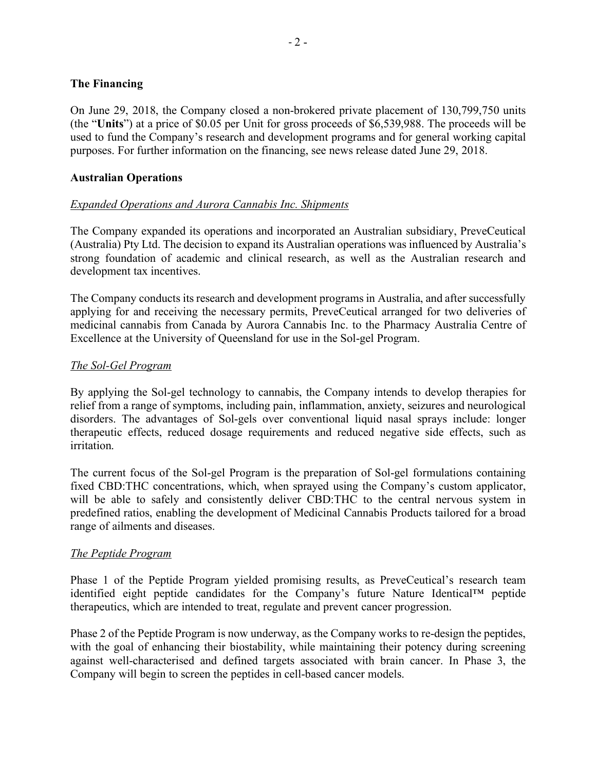## The Financing

On June 29, 2018, the Company closed a non-brokered private placement of 130,799,750 units (the "**Units**") at a price of $0.05 per Unit for gross proceeds of $6,539,988. The proceeds will be used to fund the Company's research and development programs and for general working capital purposes. For further information on the financing, see news release dated June 29, 2018.

## Australian Operations

### *Expanded Operations and Aurora Cannabis Inc. Shipments*

The Company expanded its operations and incorporated an Australian subsidiary, PreveCeutical (Australia) Pty Ltd. The decision to expand its Australian operations was influenced by Australia's strong foundation of academic and clinical research, as well as the Australian research and development tax incentives.

The Company conducts its research and development programs in Australia, and after successfully applying for and receiving the necessary permits, PreveCeutical arranged for two deliveries of medicinal cannabis from Canada by Aurora Cannabis Inc. to the Pharmacy Australia Centre of Excellence at the University of Queensland for use in the Sol-gel Program.

### *The Sol-Gel Program*

By applying the Sol-gel technology to cannabis, the Company intends to develop therapies for relief from a range of symptoms, including pain, inflammation, anxiety, seizures and neurological disorders. The advantages of Sol-gels over conventional liquid nasal sprays include: longer therapeutic effects, reduced dosage requirements and reduced negative side effects, such as irritation.

The current focus of the Sol-gel Program is the preparation of Sol-gel formulations containing fixed CBD:THC concentrations, which, when sprayed using the Company's custom applicator, will be able to safely and consistently deliver CBD:THC to the central nervous system in predefined ratios, enabling the development of Medicinal Cannabis Products tailored for a broad range of ailments and diseases.

### *The Peptide Program*

Phase 1 of the Peptide Program yielded promising results, as PreveCeutical's research team identified eight peptide candidates for the Company's future Nature Identical™ peptide therapeutics, which are intended to treat, regulate and prevent cancer progression.

Phase 2 of the Peptide Program is now underway, as the Company works to re-design the peptides, with the goal of enhancing their biostability, while maintaining their potency during screening against well-characterised and defined targets associated with brain cancer. In Phase 3, the Company will begin to screen the peptides in cell-based cancer models.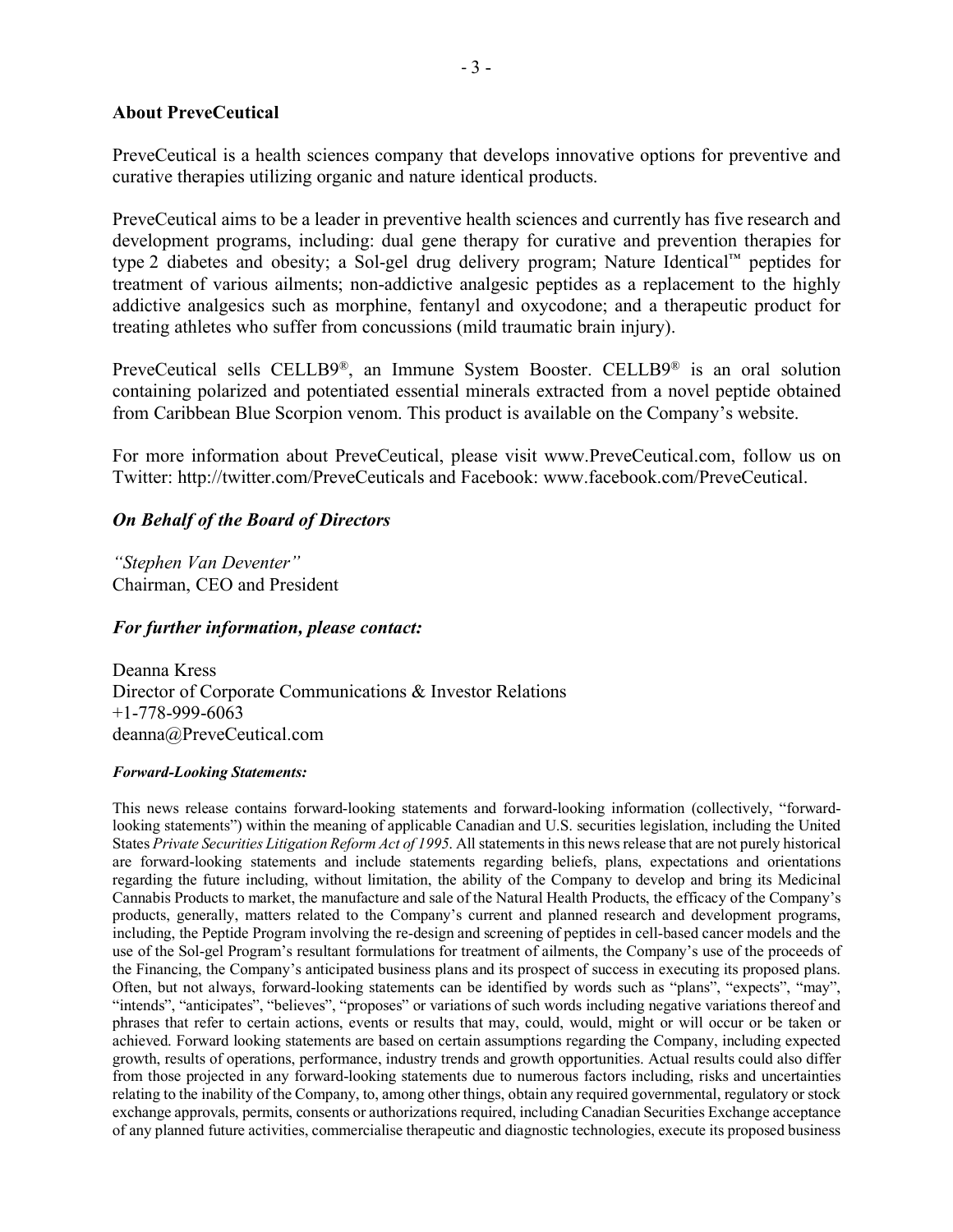## About PreveCeutical

PreveCeutical is a health sciences company that develops innovative options for preventive and curative therapies utilizing organic and nature identical products.

PreveCeutical aims to be a leader in preventive health sciences and currently has five research and development programs, including: dual gene therapy for curative and prevention therapies for type 2 diabetes and obesity; a Sol-gel drug delivery program; Nature Identical™ peptides for treatment of various ailments; non-addictive analgesic peptides as a replacement to the highly addictive analgesics such as morphine, fentanyl and oxycodone; and a therapeutic product for treating athletes who suffer from concussions (mild traumatic brain injury).

PreveCeutical sells CELLB9®, an Immune System Booster. CELLB9® is an oral solution containing polarized and potentiated essential minerals extracted from a novel peptide obtained from Caribbean Blue Scorpion venom. This product is available on the Company's website.

For more information about PreveCeutical, please visit www.PreveCeutical.com, follow us on Twitter: http://twitter.com/PreveCeuticals and Facebook: www.facebook.com/PreveCeutical.

***On Behalf of the Board of Directors***

*"Stephen Van Deventer"*
Chairman, CEO and President

***For further information, please contact:***

Deanna Kress
Director of Corporate Communications & Investor Relations
+1-778-999-6063
deanna@PreveCeutical.com

***Forward-Looking Statements:***

This news release contains forward-looking statements and forward-looking information (collectively, "forward-looking statements") within the meaning of applicable Canadian and U.S. securities legislation, including the United States *Private Securities Litigation Reform Act of 1995*. All statements in this news release that are not purely historical are forward-looking statements and include statements regarding beliefs, plans, expectations and orientations regarding the future including, without limitation, the ability of the Company to develop and bring its Medicinal Cannabis Products to market, the manufacture and sale of the Natural Health Products, the efficacy of the Company's products, generally, matters related to the Company's current and planned research and development programs, including, the Peptide Program involving the re-design and screening of peptides in cell-based cancer models and the use of the Sol-gel Program's resultant formulations for treatment of ailments, the Company's use of the proceeds of the Financing, the Company's anticipated business plans and its prospect of success in executing its proposed plans. Often, but not always, forward-looking statements can be identified by words such as "plans", "expects", "may", "intends", "anticipates", "believes", "proposes" or variations of such words including negative variations thereof and phrases that refer to certain actions, events or results that may, could, would, might or will occur or be taken or achieved. Forward looking statements are based on certain assumptions regarding the Company, including expected growth, results of operations, performance, industry trends and growth opportunities. Actual results could also differ from those projected in any forward-looking statements due to numerous factors including, risks and uncertainties relating to the inability of the Company, to, among other things, obtain any required governmental, regulatory or stock exchange approvals, permits, consents or authorizations required, including Canadian Securities Exchange acceptance of any planned future activities, commercialise therapeutic and diagnostic technologies, execute its proposed business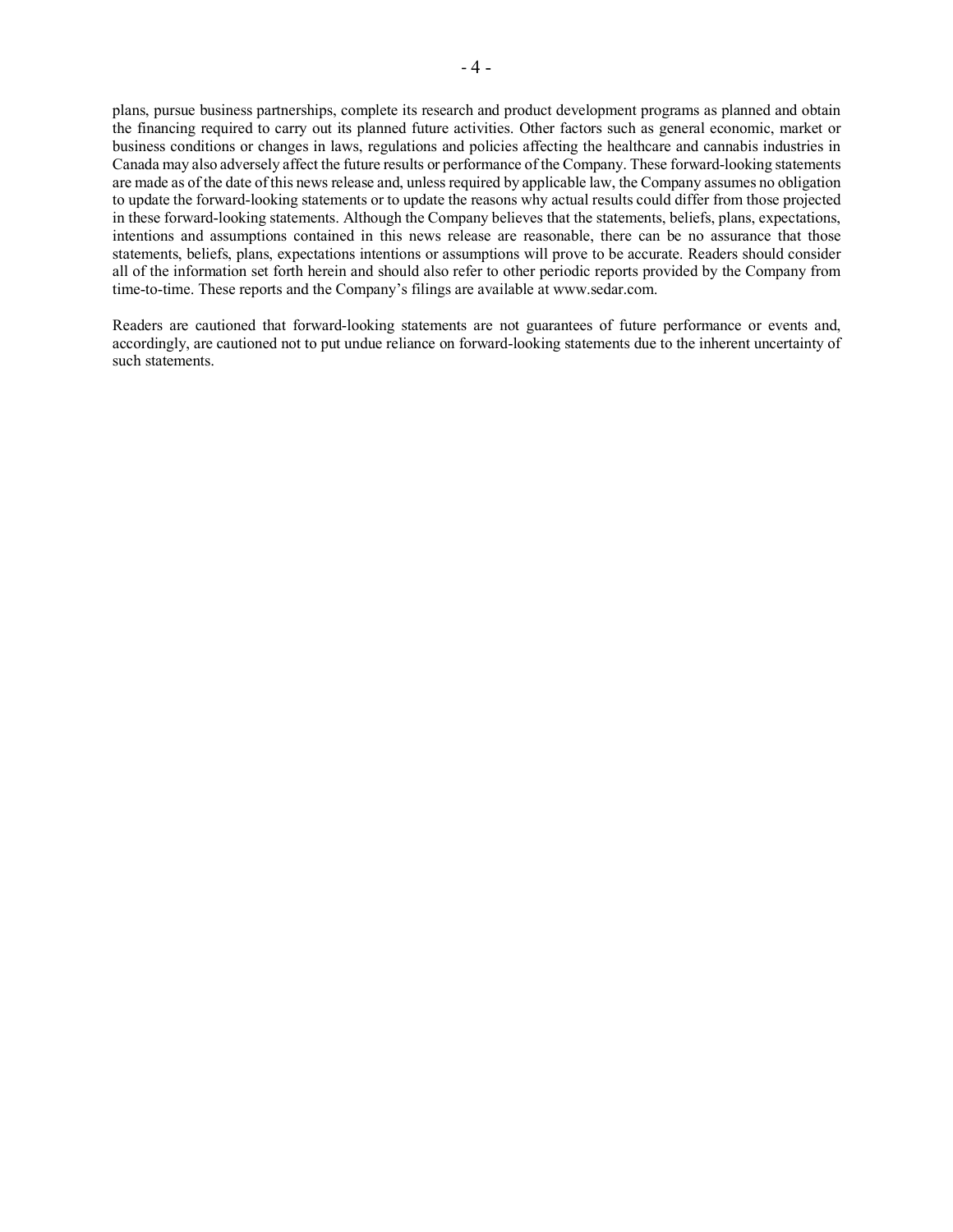plans, pursue business partnerships, complete its research and product development programs as planned and obtain the financing required to carry out its planned future activities. Other factors such as general economic, market or business conditions or changes in laws, regulations and policies affecting the healthcare and cannabis industries in Canada may also adversely affect the future results or performance of the Company. These forward-looking statements are made as of the date of this news release and, unless required by applicable law, the Company assumes no obligation to update the forward-looking statements or to update the reasons why actual results could differ from those projected in these forward-looking statements. Although the Company believes that the statements, beliefs, plans, expectations, intentions and assumptions contained in this news release are reasonable, there can be no assurance that those statements, beliefs, plans, expectations intentions or assumptions will prove to be accurate. Readers should consider all of the information set forth herein and should also refer to other periodic reports provided by the Company from time-to-time. These reports and the Company's filings are available at www.sedar.com.

Readers are cautioned that forward-looking statements are not guarantees of future performance or events and, accordingly, are cautioned not to put undue reliance on forward-looking statements due to the inherent uncertainty of such statements.